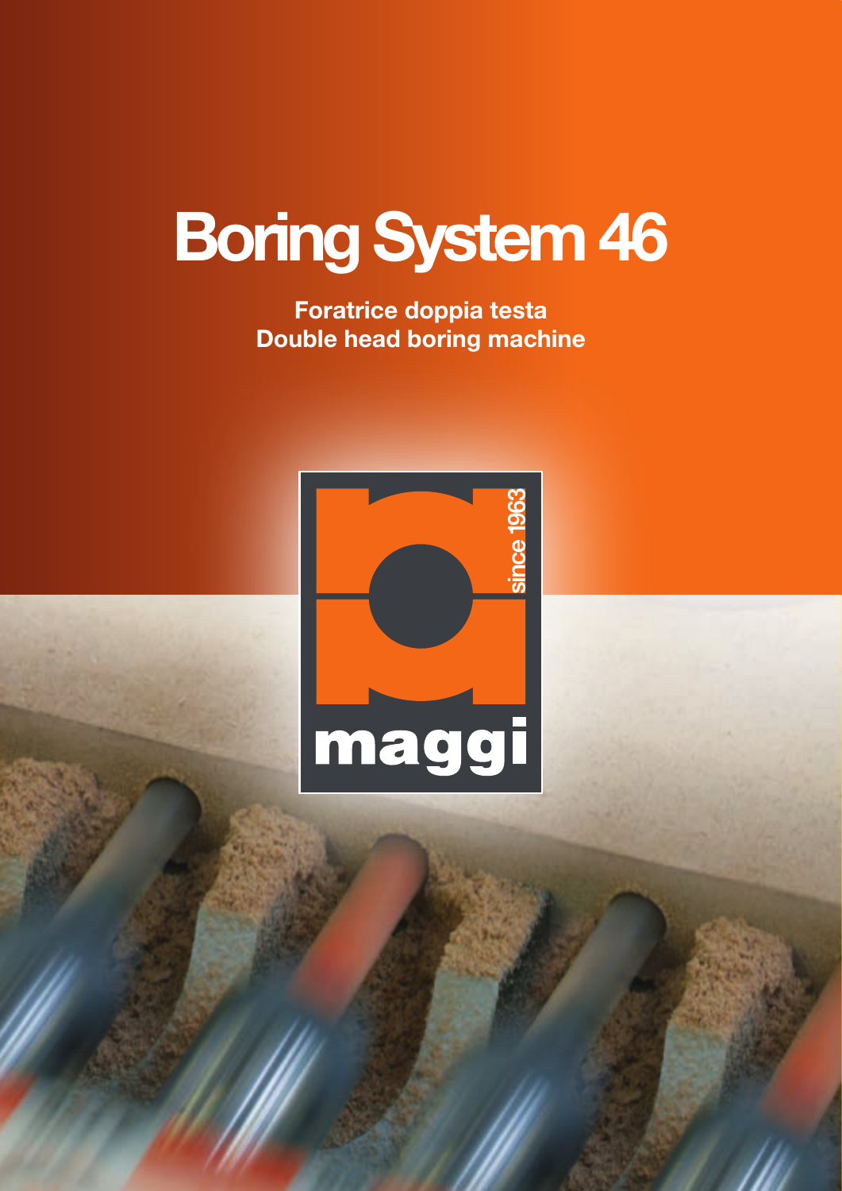# Boring System 46

**Foratrice doppia testa**
**Double head boring machine**

since 1963

maggi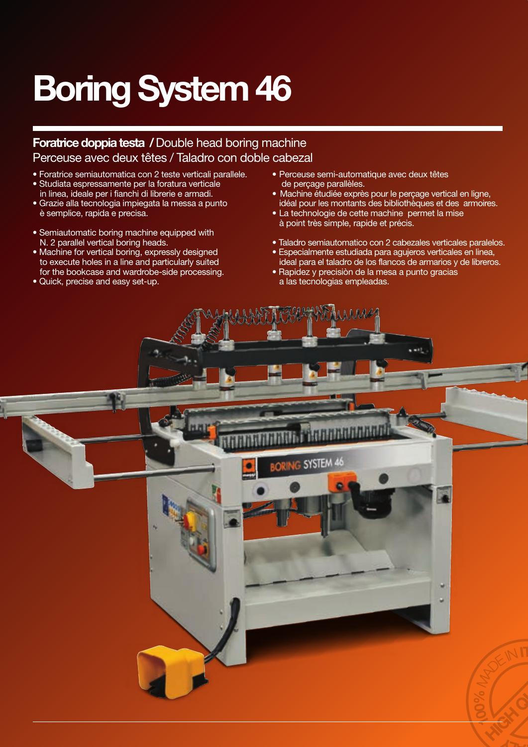# Boring System 46

## **Foratrice doppia testa** / Double head boring machine Perceuse avec deux têtes / Taladro con doble cabezal

- Foratrice semiautomatica con 2 teste verticali parallele.
- Studiata espressamente per la foratura verticale in linea, ideale per i fianchi di librerie e armadi.
- Grazie alla tecnologia impiegata la messa a punto è semplice, rapida e precisa.

- Semiautomatic boring machine equipped with N. 2 parallel vertical boring heads.
- Machine for vertical boring, expressly designed to execute holes in a line and particularly suited for the bookcase and wardrobe-side processing.
- Quick, precise and easy set-up.

- Perceuse semi-automatique avec deux têtes de perçage parallèles.
- Machine étudiée exprès pour le perçage vertical en ligne, idéal pour les montants des bibliothèques et des armoires.
- La technologie de cette machine permet la mise à point très simple, rapide et précis.

- Taladro semiautomatico con 2 cabezales verticales paralelos.
- Especialmente estudiada para agujeros verticales en linea, ideal para el taladro de los flancos de armarios y de libreros.
- Rapidez y precisiòn de la mesa a punto gracias a las tecnologias empleadas.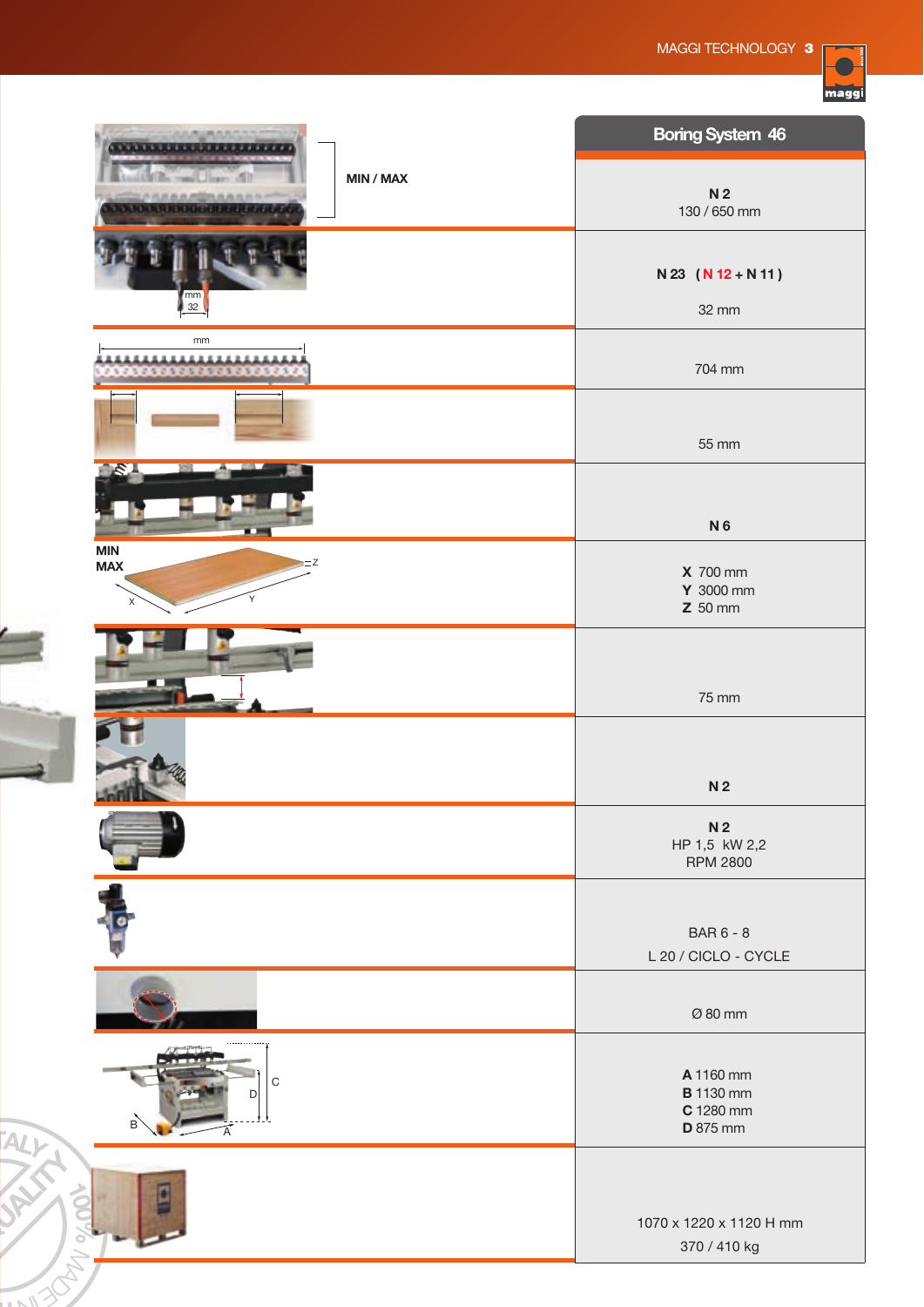| | Boring System 46 |
|---|---|
| MIN / MAX | N 2<br>130 / 650 mm |
| mm 32 | N 23 (N 12 + N 11)<br>32 mm |
| mm | 704 mm |
| | 55 mm |
| | N 6 |
| MIN MAX X Y Z | **X** 700 mm<br>**Y** 3000 mm<br>**Z** 50 mm |
| | 75 mm |
| | N 2 |
| | N 2<br>HP 1,5 kW 2,2<br>RPM 2800 |
| | BAR 6 - 8<br>L 20 / CICLO - CYCLE |
| | Ø 80 mm |
| A B C D | **A** 1160 mm<br>**B** 1130 mm<br>**C** 1280 mm<br>**D** 875 mm |
| | 1070 x 1220 x 1120 H mm<br>370 / 410 kg |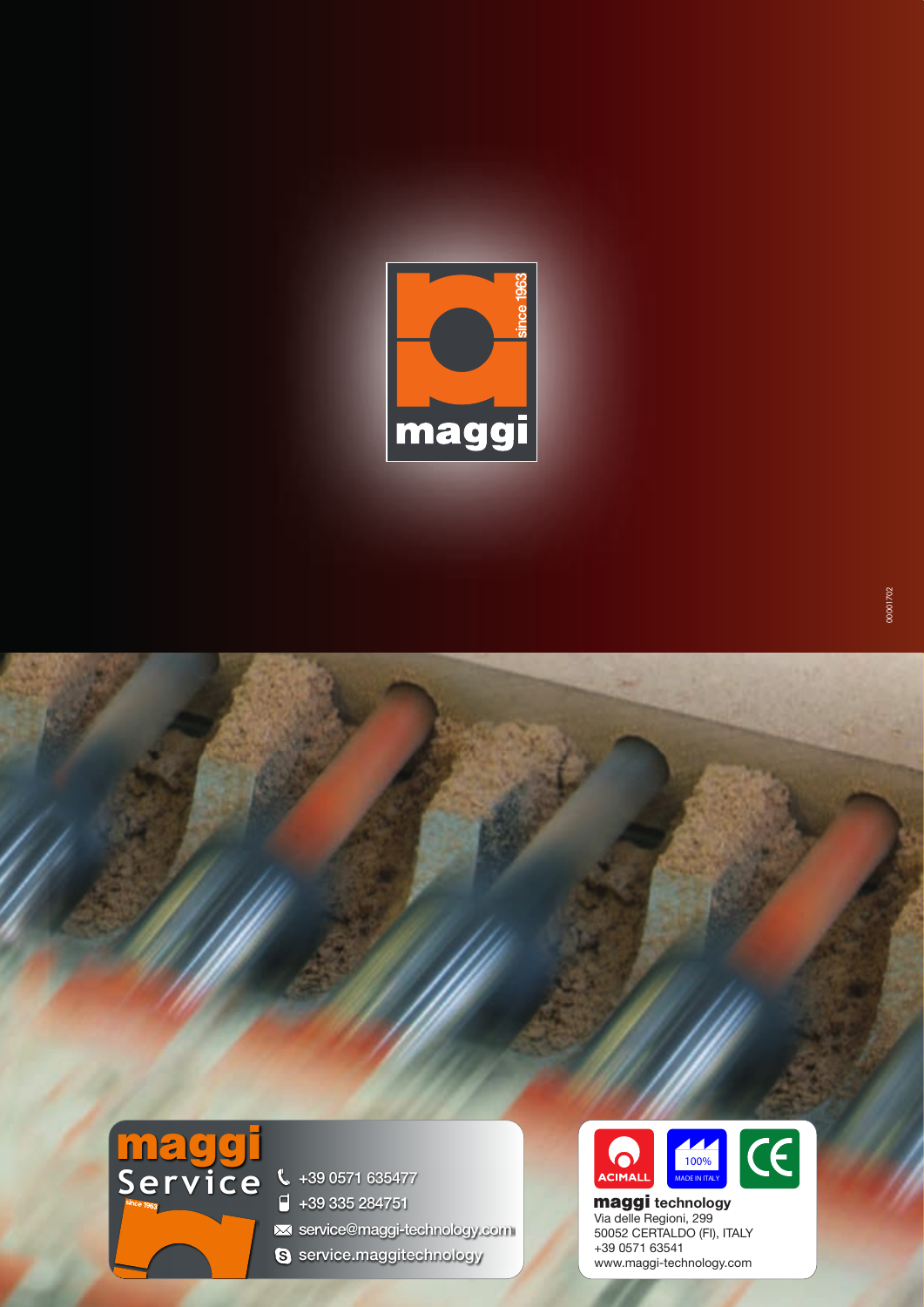maggi

since 1963

00001702

**maggi Service**

since 1963

+39 0571 635477

+39 335 284751

service@maggi-technology.com

service.maggitechnology

ACIMALL

100% MADE IN ITALY

CE

**maggi** technology
Via delle Regioni, 299
50052 CERTALDO (FI), ITALY
+39 0571 63541
www.maggi-technology.com